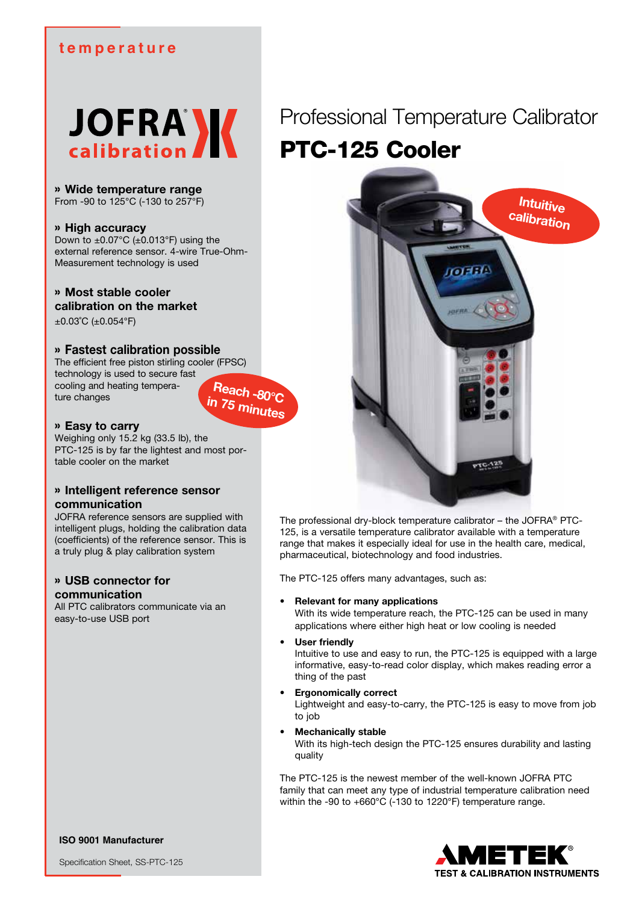temperature

JOFRA calibration

» **Wide temperature range**
From -90 to 125°C (-130 to 257°F)

» **High accuracy**
Down to ±0.07°C (±0.013°F) using the external reference sensor. 4-wire True-Ohm-Measurement technology is used

» **Most stable cooler calibration on the market**
±0.03˚C (±0.054°F)

» **Fastest calibration possible**
The efficient free piston stirling cooler (FPSC) technology is used to secure fast cooling and heating temperature changes

Reach -80°C in 75 minutes

» **Easy to carry**
Weighing only 15.2 kg (33.5 lb), the PTC-125 is by far the lightest and most portable cooler on the market

» **Intelligent reference sensor communication**
JOFRA reference sensors are supplied with intelligent plugs, holding the calibration data (coefficients) of the reference sensor. This is a truly plug & play calibration system

» **USB connector for communication**
All PTC calibrators communicate via an easy-to-use USB port

**ISO 9001 Manufacturer**

Specification Sheet, SS-PTC-125

# Professional Temperature Calibrator

# PTC-125 Cooler

Intuitive calibration

The professional dry-block temperature calibrator – the JOFRA® PTC-125, is a versatile temperature calibrator available with a temperature range that makes it especially ideal for use in the health care, medical, pharmaceutical, biotechnology and food industries.

The PTC-125 offers many advantages, such as:

- **Relevant for many applications**
  With its wide temperature reach, the PTC-125 can be used in many applications where either high heat or low cooling is needed
- **User friendly**
  Intuitive to use and easy to run, the PTC-125 is equipped with a large informative, easy-to-read color display, which makes reading error a thing of the past
- **Ergonomically correct**
  Lightweight and easy-to-carry, the PTC-125 is easy to move from job to job
- **Mechanically stable**
  With its high-tech design the PTC-125 ensures durability and lasting quality

The PTC-125 is the newest member of the well-known JOFRA PTC family that can meet any type of industrial temperature calibration need within the -90 to +660°C (-130 to 1220°F) temperature range.

AMETEK®
TEST & CALIBRATION INSTRUMENTS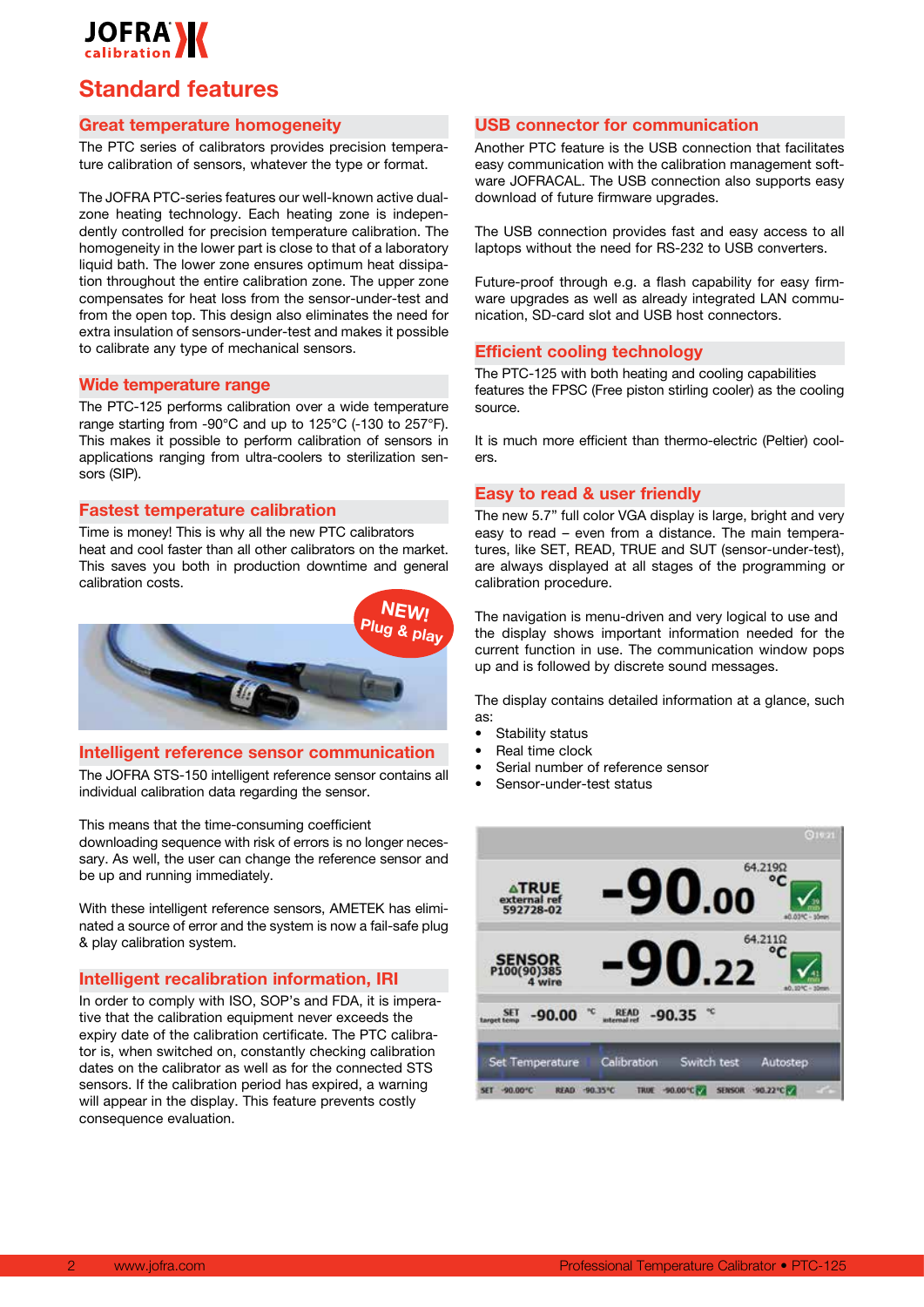# Standard features

## Great temperature homogeneity

The PTC series of calibrators provides precision temperature calibration of sensors, whatever the type or format.

The JOFRA PTC-series features our well-known active dual-zone heating technology. Each heating zone is independently controlled for precision temperature calibration. The homogeneity in the lower part is close to that of a laboratory liquid bath. The lower zone ensures optimum heat dissipation throughout the entire calibration zone. The upper zone compensates for heat loss from the sensor-under-test and from the open top. This design also eliminates the need for extra insulation of sensors-under-test and makes it possible to calibrate any type of mechanical sensors.

## Wide temperature range

The PTC-125 performs calibration over a wide temperature range starting from -90°C and up to 125°C (-130 to 257°F). This makes it possible to perform calibration of sensors in applications ranging from ultra-coolers to sterilization sensors (SIP).

## Fastest temperature calibration

Time is money! This is why all the new PTC calibrators heat and cool faster than all other calibrators on the market. This saves you both in production downtime and general calibration costs.

NEW! Plug & play

## Intelligent reference sensor communication

The JOFRA STS-150 intelligent reference sensor contains all individual calibration data regarding the sensor.

This means that the time-consuming coefficient downloading sequence with risk of errors is no longer necessary. As well, the user can change the reference sensor and be up and running immediately.

With these intelligent reference sensors, AMETEK has eliminated a source of error and the system is now a fail-safe plug & play calibration system.

## Intelligent recalibration information, IRI

In order to comply with ISO, SOP's and FDA, it is imperative that the calibration equipment never exceeds the expiry date of the calibration certificate. The PTC calibrator is, when switched on, constantly checking calibration dates on the calibrator as well as for the connected STS sensors. If the calibration period has expired, a warning will appear in the display. This feature prevents costly consequence evaluation.

## USB connector for communication

Another PTC feature is the USB connection that facilitates easy communication with the calibration management software JOFRACAL. The USB connection also supports easy download of future firmware upgrades.

The USB connection provides fast and easy access to all laptops without the need for RS-232 to USB converters.

Future-proof through e.g. a flash capability for easy firmware upgrades as well as already integrated LAN communication, SD-card slot and USB host connectors.

## Efficient cooling technology

The PTC-125 with both heating and cooling capabilities features the FPSC (Free piston stirling cooler) as the cooling source.

It is much more efficient than thermo-electric (Peltier) coolers.

## Easy to read & user friendly

The new 5.7" full color VGA display is large, bright and very easy to read – even from a distance. The main temperatures, like SET, READ, TRUE and SUT (sensor-under-test), are always displayed at all stages of the programming or calibration procedure.

The navigation is menu-driven and very logical to use and the display shows important information needed for the current function in use. The communication window pops up and is followed by discrete sound messages.

The display contains detailed information at a glance, such as:

- Stability status
- Real time clock
- Serial number of reference sensor
- Sensor-under-test status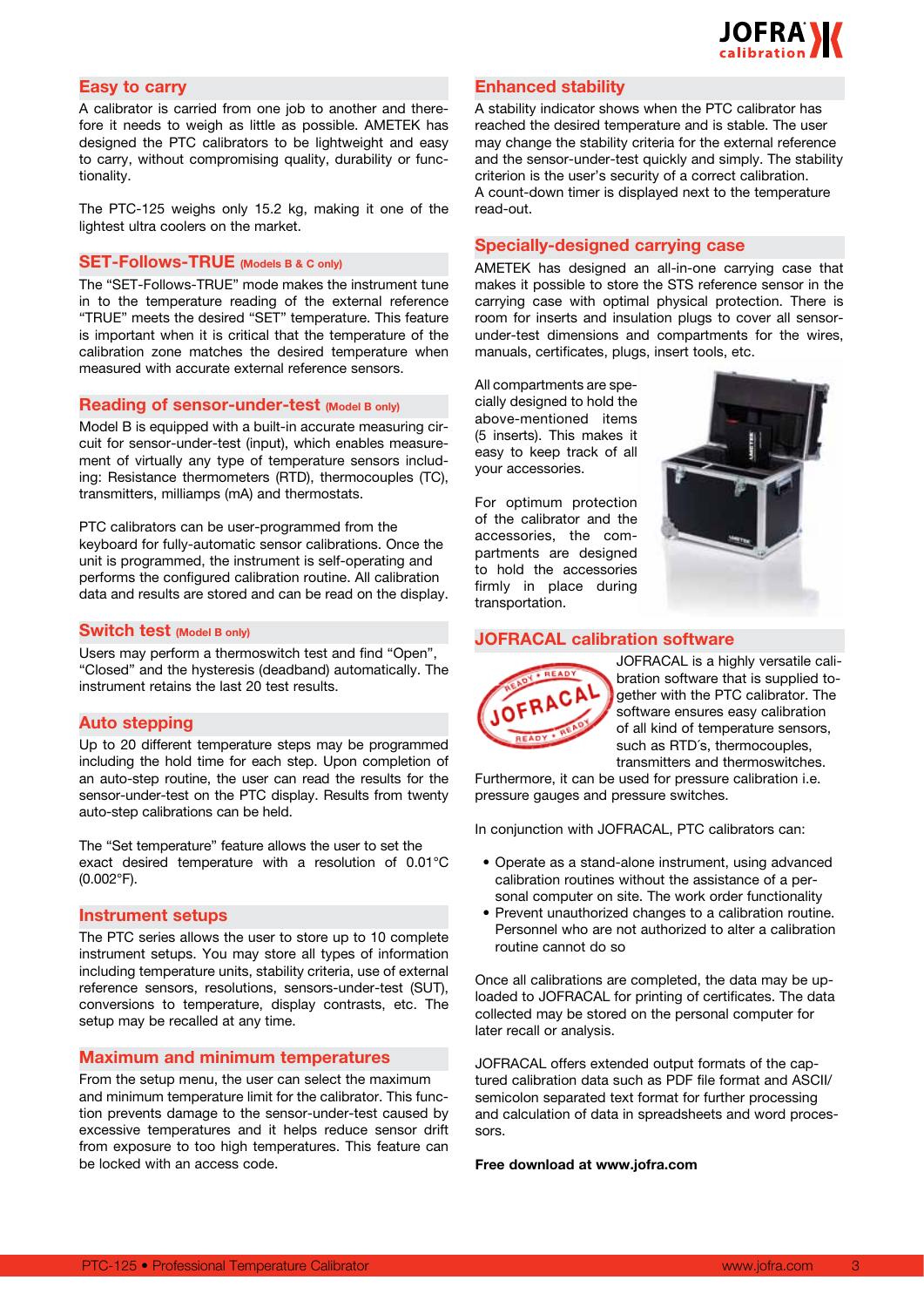## Easy to carry

A calibrator is carried from one job to another and therefore it needs to weigh as little as possible. AMETEK has designed the PTC calibrators to be lightweight and easy to carry, without compromising quality, durability or functionality.

The PTC-125 weighs only 15.2 kg, making it one of the lightest ultra coolers on the market.

## SET-Follows-TRUE (Models B & C only)

The "SET-Follows-TRUE" mode makes the instrument tune in to the temperature reading of the external reference "TRUE" meets the desired "SET" temperature. This feature is important when it is critical that the temperature of the calibration zone matches the desired temperature when measured with accurate external reference sensors.

## Reading of sensor-under-test (Model B only)

Model B is equipped with a built-in accurate measuring circuit for sensor-under-test (input), which enables measurement of virtually any type of temperature sensors including: Resistance thermometers (RTD), thermocouples (TC), transmitters, milliamps (mA) and thermostats.

PTC calibrators can be user-programmed from the keyboard for fully-automatic sensor calibrations. Once the unit is programmed, the instrument is self-operating and performs the configured calibration routine. All calibration data and results are stored and can be read on the display.

## Switch test (Model B only)

Users may perform a thermoswitch test and find "Open", "Closed" and the hysteresis (deadband) automatically. The instrument retains the last 20 test results.

## Auto stepping

Up to 20 different temperature steps may be programmed including the hold time for each step. Upon completion of an auto-step routine, the user can read the results for the sensor-under-test on the PTC display. Results from twenty auto-step calibrations can be held.

The "Set temperature" feature allows the user to set the exact desired temperature with a resolution of 0.01°C (0.002°F).

## Instrument setups

The PTC series allows the user to store up to 10 complete instrument setups. You may store all types of information including temperature units, stability criteria, use of external reference sensors, resolutions, sensors-under-test (SUT), conversions to temperature, display contrasts, etc. The setup may be recalled at any time.

## Maximum and minimum temperatures

From the setup menu, the user can select the maximum and minimum temperature limit for the calibrator. This function prevents damage to the sensor-under-test caused by excessive temperatures and it helps reduce sensor drift from exposure to too high temperatures. This feature can be locked with an access code.

## Enhanced stability

A stability indicator shows when the PTC calibrator has reached the desired temperature and is stable. The user may change the stability criteria for the external reference and the sensor-under-test quickly and simply. The stability criterion is the user's security of a correct calibration.
A count-down timer is displayed next to the temperature read-out.

## Specially-designed carrying case

AMETEK has designed an all-in-one carrying case that makes it possible to store the STS reference sensor in the carrying case with optimal physical protection. There is room for inserts and insulation plugs to cover all sensor-under-test dimensions and compartments for the wires, manuals, certificates, plugs, insert tools, etc.

All compartments are specially designed to hold the above-mentioned items (5 inserts). This makes it easy to keep track of all your accessories.

For optimum protection of the calibrator and the accessories, the compartments are designed to hold the accessories firmly in place during transportation.

## JOFRACAL calibration software

JOFRACAL is a highly versatile calibration software that is supplied together with the PTC calibrator. The software ensures easy calibration of all kind of temperature sensors, such as RTD's, thermocouples, transmitters and thermoswitches. Furthermore, it can be used for pressure calibration i.e. pressure gauges and pressure switches.

In conjunction with JOFRACAL, PTC calibrators can:

- Operate as a stand-alone instrument, using advanced calibration routines without the assistance of a personal computer on site. The work order functionality
- Prevent unauthorized changes to a calibration routine. Personnel who are not authorized to alter a calibration routine cannot do so

Once all calibrations are completed, the data may be uploaded to JOFRACAL for printing of certificates. The data collected may be stored on the personal computer for later recall or analysis.

JOFRACAL offers extended output formats of the captured calibration data such as PDF file format and ASCII/semicolon separated text format for further processing and calculation of data in spreadsheets and word processors.

**Free download at www.jofra.com**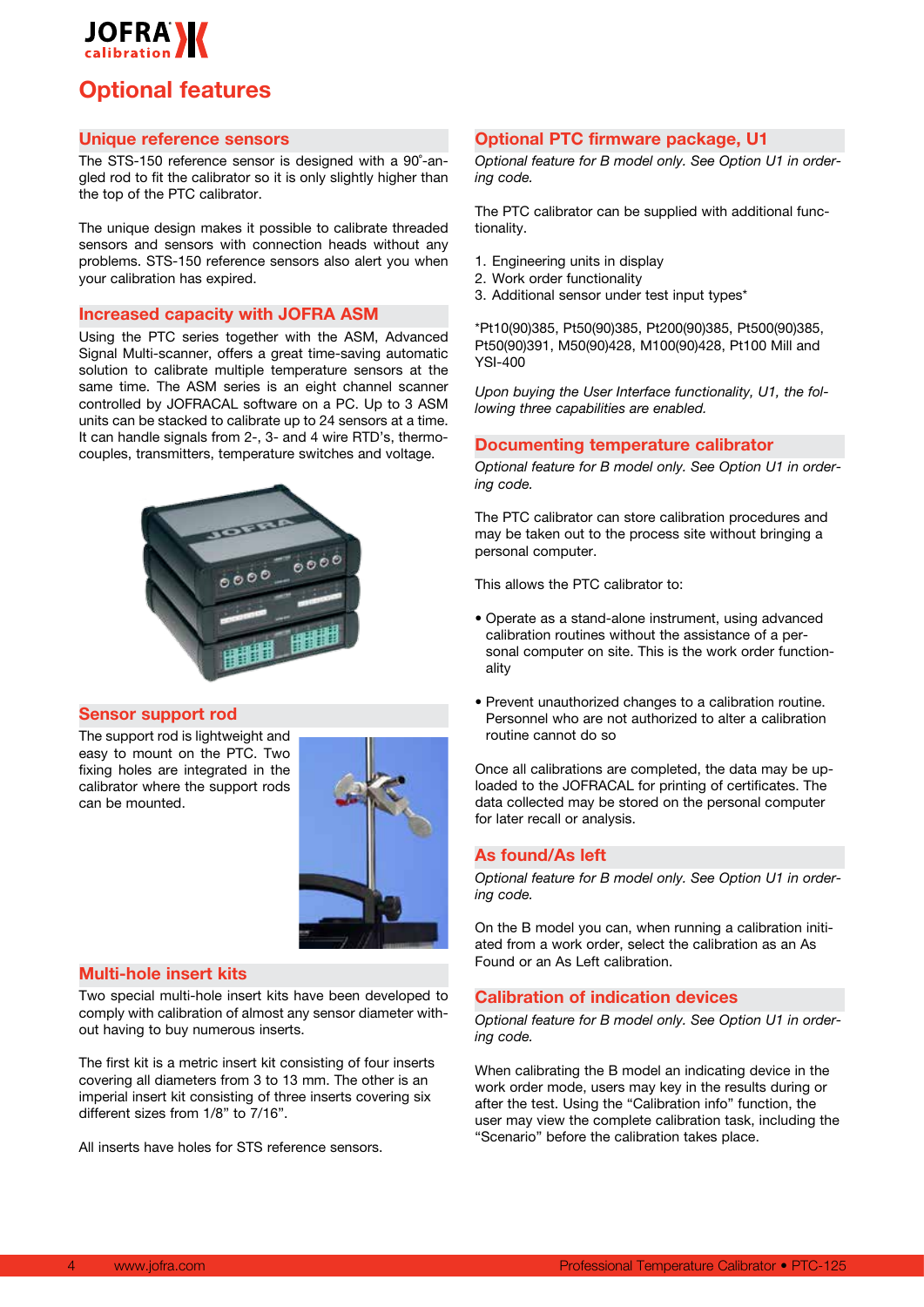# Optional features

## Unique reference sensors

The STS-150 reference sensor is designed with a 90°-angled rod to fit the calibrator so it is only slightly higher than the top of the PTC calibrator.

The unique design makes it possible to calibrate threaded sensors and sensors with connection heads without any problems. STS-150 reference sensors also alert you when your calibration has expired.

## Increased capacity with JOFRA ASM

Using the PTC series together with the ASM, Advanced Signal Multi-scanner, offers a great time-saving automatic solution to calibrate multiple temperature sensors at the same time. The ASM series is an eight channel scanner controlled by JOFRACAL software on a PC. Up to 3 ASM units can be stacked to calibrate up to 24 sensors at a time. It can handle signals from 2-, 3- and 4 wire RTD's, thermocouples, transmitters, temperature switches and voltage.

## Sensor support rod

The support rod is lightweight and easy to mount on the PTC. Two fixing holes are integrated in the calibrator where the support rods can be mounted.

## Multi-hole insert kits

Two special multi-hole insert kits have been developed to comply with calibration of almost any sensor diameter without having to buy numerous inserts.

The first kit is a metric insert kit consisting of four inserts covering all diameters from 3 to 13 mm. The other is an imperial insert kit consisting of three inserts covering six different sizes from 1/8" to 7/16".

All inserts have holes for STS reference sensors.

## Optional PTC firmware package, U1

*Optional feature for B model only. See Option U1 in ordering code.*

The PTC calibrator can be supplied with additional functionality.

1. Engineering units in display
2. Work order functionality
3. Additional sensor under test input types*

*Pt10(90)385, Pt50(90)385, Pt200(90)385, Pt500(90)385, Pt50(90)391, M50(90)428, M100(90)428, Pt100 Mill and YSI-400

*Upon buying the User Interface functionality, U1, the following three capabilities are enabled.*

## Documenting temperature calibrator

*Optional feature for B model only. See Option U1 in ordering code.*

The PTC calibrator can store calibration procedures and may be taken out to the process site without bringing a personal computer.

This allows the PTC calibrator to:

- Operate as a stand-alone instrument, using advanced calibration routines without the assistance of a personal computer on site. This is the work order functionality
- Prevent unauthorized changes to a calibration routine. Personnel who are not authorized to alter a calibration routine cannot do so

Once all calibrations are completed, the data may be uploaded to the JOFRACAL for printing of certificates. The data collected may be stored on the personal computer for later recall or analysis.

## As found/As left

*Optional feature for B model only. See Option U1 in ordering code.*

On the B model you can, when running a calibration initiated from a work order, select the calibration as an As Found or an As Left calibration.

## Calibration of indication devices

*Optional feature for B model only. See Option U1 in ordering code.*

When calibrating the B model an indicating device in the work order mode, users may key in the results during or after the test. Using the "Calibration info" function, the user may view the complete calibration task, including the "Scenario" before the calibration takes place.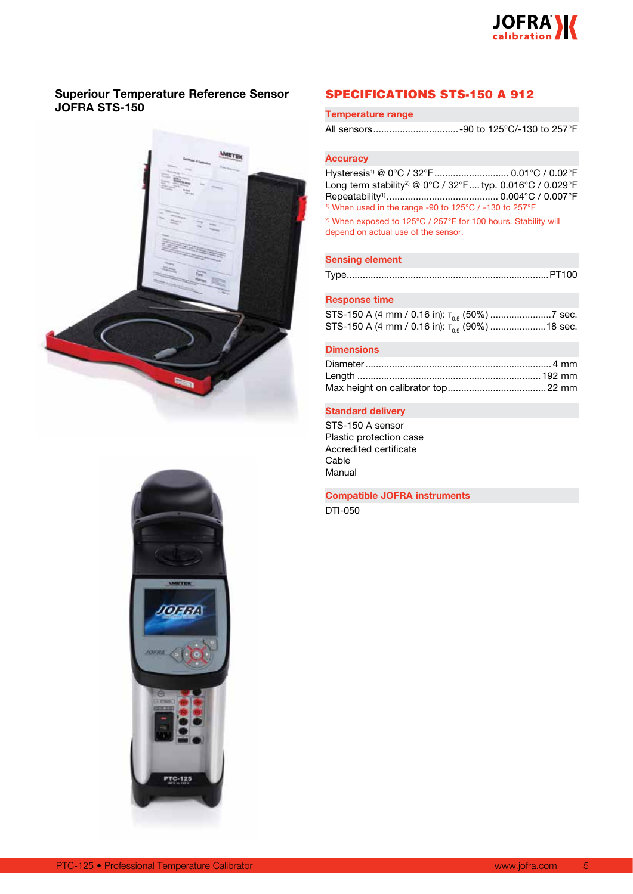## Superiour Temperature Reference Sensor JOFRA STS-150

## SPECIFICATIONS STS-150 A 912

### Temperature range

All sensors ................................-90 to 125°C/-130 to 257°F

### Accuracy

Hysteresis[1] @ 0°C / 32°F ............................ 0.01°C / 0.02°F
Long term stability[2] @ 0°C / 32°F .... typ. 0.016°C / 0.029°F
Repeatability[1] .......................................... 0.004°C / 0.007°F

[1] When used in the range -90 to 125°C / -130 to 257°F

[2] When exposed to 125°C / 257°F for 100 hours. Stability will depend on actual use of the sensor.

### Sensing element

Type.......................................................................... PT100

### Response time

STS-150 A (4 mm / 0.16 in): $\tau_{0.5}$ (50%) .......................7 sec.
STS-150 A (4 mm / 0.16 in): $\tau_{0.9}$ (90%) .....................18 sec.

### Dimensions

Diameter ..................................................................... 4 mm
Length .................................................................... 192 mm
Max height on calibrator top..................................... 22 mm

### Standard delivery

STS-150 A sensor
Plastic protection case
Accredited certificate
Cable
Manual

### Compatible JOFRA instruments

DTI-050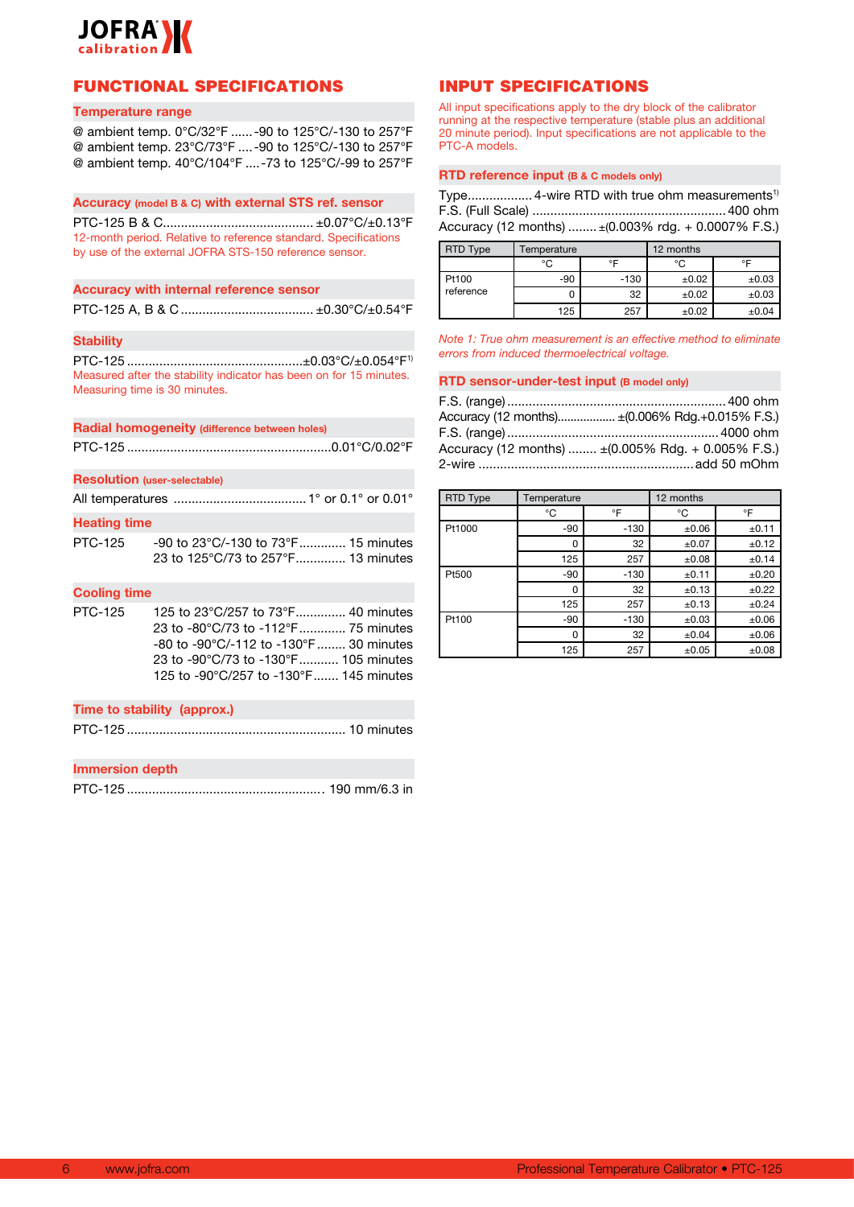## FUNCTIONAL SPECIFICATIONS

### Temperature range

@ ambient temp. 0°C/32°F ...... -90 to 125°C/-130 to 257°F
@ ambient temp. 23°C/73°F .... -90 to 125°C/-130 to 257°F
@ ambient temp. 40°C/104°F .... -73 to 125°C/-99 to 257°F

### Accuracy (model B & C) with external STS ref. sensor

PTC-125 B & C.......................................... ±0.07°C/±0.13°F
12-month period. Relative to reference standard. Specifications by use of the external JOFRA STS-150 reference sensor.

### Accuracy with internal reference sensor

PTC-125 A, B & C ..................................... ±0.30°C/±0.54°F

### Stability

PTC-125 .................................................±0.03°C/±0.054°F[1)]
Measured after the stability indicator has been on for 15 minutes. Measuring time is 30 minutes.

### Radial homogeneity (difference between holes)

PTC-125 ........................................................0.01°C/0.02°F

### Resolution (user-selectable)

All temperatures ..................................... 1° or 0.1° or 0.01°

### Heating time

PTC-125 -90 to 23°C/-130 to 73°F............. 15 minutes
23 to 125°C/73 to 257°F............. 13 minutes

### Cooling time

PTC-125 125 to 23°C/257 to 73°F.............. 40 minutes
23 to -80°C/73 to -112°F............. 75 minutes
-80 to -90°C/-112 to -130°F........ 30 minutes
23 to -90°C/73 to -130°F........... 105 minutes
125 to -90°C/257 to -130°F....... 145 minutes

### Time to stability (approx.)

PTC-125 ............................................................ 10 minutes

### Immersion depth

PTC-125 ...................................................... 190 mm/6.3 in

## INPUT SPECIFICATIONS

All input specifications apply to the dry block of the calibrator running at the respective temperature (stable plus an additional 20 minute period). Input specifications are not applicable to the PTC-A models.

### RTD reference input (B & C models only)

Type.................. 4-wire RTD with true ohm measurements[1)]
F.S. (Full Scale) ..................................................... 400 ohm
Accuracy (12 months) ........ ±(0.003% rdg. + 0.0007% F.S.)

| RTD Type | Temperature | | 12 months | |
|---|---|---|---|---|
| | °C | °F | °C | °F |
| Pt100 reference | -90 | -130 | ±0.02 | ±0.03 |
| | 0 | 32 | ±0.02 | ±0.03 |
| | 125 | 257 | ±0.02 | ±0.04 |

*Note 1: True ohm measurement is an effective method to eliminate errors from induced thermoelectrical voltage.*

### RTD sensor-under-test input (B model only)

F.S. (range) ............................................................ 400 ohm
Accuracy (12 months).................. ±(0.006% Rdg.+0.015% F.S.)
F.S. (range) .......................................................... 4000 ohm
Accuracy (12 months) ........ ±(0.005% Rdg. + 0.005% F.S.)
2-wire ........................................................... add 50 mOhm

| RTD Type | Temperature | | 12 months | |
|---|---|---|---|---|
| | °C | °F | °C | °F |
| Pt1000 | -90 | -130 | ±0.06 | ±0.11 |
| | 0 | 32 | ±0.07 | ±0.12 |
| | 125 | 257 | ±0.08 | ±0.14 |
| Pt500 | -90 | -130 | ±0.11 | ±0.20 |
| | 0 | 32 | ±0.13 | ±0.22 |
| | 125 | 257 | ±0.13 | ±0.24 |
| Pt100 | -90 | -130 | ±0.03 | ±0.06 |
| | 0 | 32 | ±0.04 | ±0.06 |
| | 125 | 257 | ±0.05 | ±0.08 |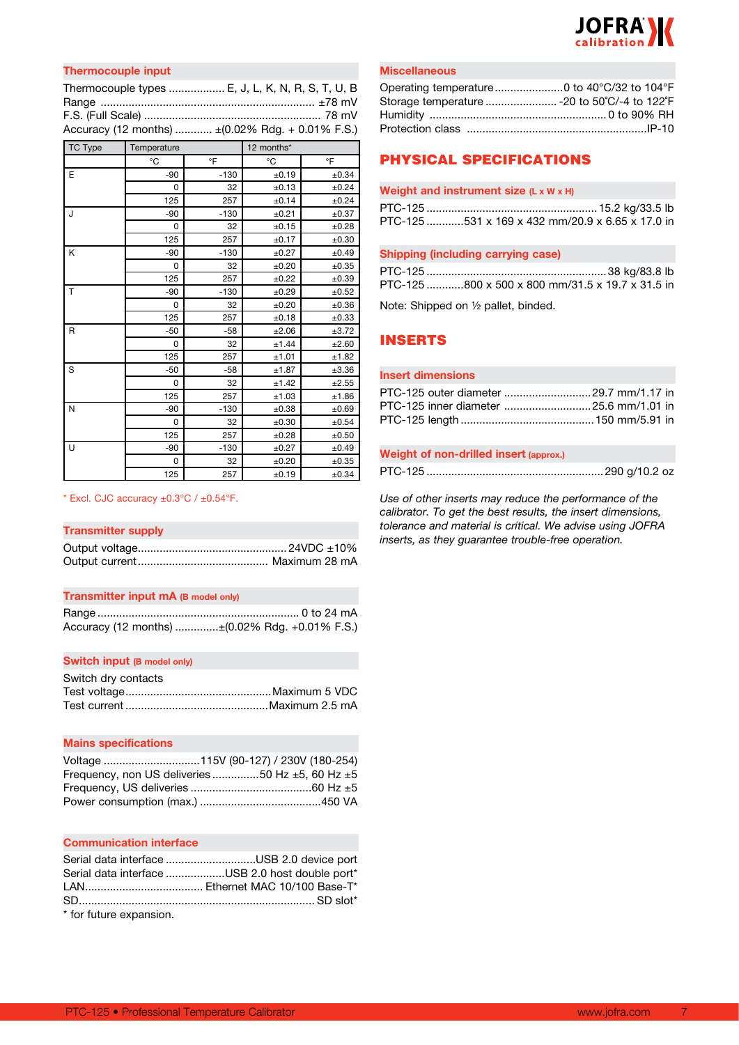### Thermocouple input

Thermocouple types .................. E, J, L, K, N, R, S, T, U, B
Range .................................................................... ±78 mV
F.S. (Full Scale) ........................................................ 78 mV
Accuracy (12 months) ............ ±(0.02% Rdg. + 0.01% F.S.)

| TC Type | Temperature | | 12 months* | |
|---|---|---|---|---|
| | °C | °F | °C | °F |
| E | -90 | -130 | ±0.19 | ±0.34 |
| | 0 | 32 | ±0.13 | ±0.24 |
| | 125 | 257 | ±0.14 | ±0.24 |
| J | -90 | -130 | ±0.21 | ±0.37 |
| | 0 | 32 | ±0.15 | ±0.28 |
| | 125 | 257 | ±0.17 | ±0.30 |
| K | -90 | -130 | ±0.27 | ±0.49 |
| | 0 | 32 | ±0.20 | ±0.35 |
| | 125 | 257 | ±0.22 | ±0.39 |
| T | -90 | -130 | ±0.29 | ±0.52 |
| | 0 | 32 | ±0.20 | ±0.36 |
| | 125 | 257 | ±0.18 | ±0.33 |
| R | -50 | -58 | ±2.06 | ±3.72 |
| | 0 | 32 | ±1.44 | ±2.60 |
| | 125 | 257 | ±1.01 | ±1.82 |
| S | -50 | -58 | ±1.87 | ±3.36 |
| | 0 | 32 | ±1.42 | ±2.55 |
| | 125 | 257 | ±1.03 | ±1.86 |
| N | -90 | -130 | ±0.38 | ±0.69 |
| | 0 | 32 | ±0.30 | ±0.54 |
| | 125 | 257 | ±0.28 | ±0.50 |
| U | -90 | -130 | ±0.27 | ±0.49 |
| | 0 | 32 | ±0.20 | ±0.35 |
| | 125 | 257 | ±0.19 | ±0.34 |

* Excl. CJC accuracy ±0.3°C / ±0.54°F.

### Transmitter supply

Output voltage................................................ 24VDC ±10%
Output current.......................................... Maximum 28 mA

### Transmitter input mA (B model only)

Range ................................................................. 0 to 24 mA
Accuracy (12 months) ..............±(0.02% Rdg. +0.01% F.S.)

### Switch input (B model only)

Switch dry contacts
Test voltage...............................................Maximum 5 VDC
Test current ..............................................Maximum 2.5 mA

### Mains specifications

Voltage ...............................115V (90-127) / 230V (180-254)
Frequency, non US deliveries ...............50 Hz ±5, 60 Hz ±5
Frequency, US deliveries .......................................60 Hz ±5
Power consumption (max.) .......................................450 VA

### Communication interface

Serial data interface .............................USB 2.0 device port
Serial data interface ...................USB 2.0 host double port*
LAN...................................... Ethernet MAC 10/100 Base-T*
SD........................................................................... SD slot*
* for future expansion.

### Miscellaneous

Operating temperature......................0 to 40°C/32 to 104°F
Storage temperature ....................... -20 to 50˚C/-4 to 122˚F
Humidity .........................................................0 to 90% RH
Protection class .........................................................IP-10

## PHYSICAL SPECIFICATIONS

### Weight and instrument size (L x W x H)

PTC-125 ....................................................... 15.2 kg/33.5 lb
PTC-125 ............531 x 169 x 432 mm/20.9 x 6.65 x 17.0 in

### Shipping (including carrying case)

PTC-125 ..........................................................38 kg/83.8 lb
PTC-125 ............800 x 500 x 800 mm/31.5 x 19.7 x 31.5 in

Note: Shipped on ½ pallet, binded.

## INSERTS

### Insert dimensions

PTC-125 outer diameter ............................29.7 mm/1.17 in
PTC-125 inner diameter ............................25.6 mm/1.01 in
PTC-125 length ...........................................150 mm/5.91 in

### Weight of non-drilled insert (approx.)

PTC-125 .........................................................290 g/10.2 oz

*Use of other inserts may reduce the performance of the calibrator. To get the best results, the insert dimensions, tolerance and material is critical. We advise using JOFRA inserts, as they guarantee trouble-free operation.*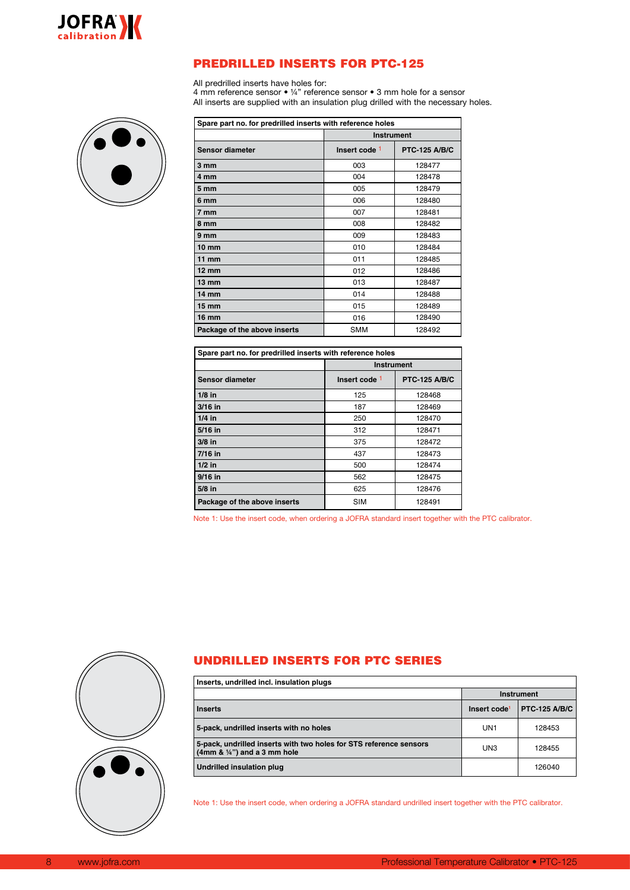## PREDRILLED INSERTS FOR PTC-125

All predrilled inserts have holes for:
4 mm reference sensor • ¼" reference sensor • 3 mm hole for a sensor
All inserts are supplied with an insulation plug drilled with the necessary holes.

| Spare part no. for predrilled inserts with reference holes | | |
|---|---|---|
| | Instrument | |
| **Sensor diameter** | **Insert code** [1] | **PTC-125 A/B/C** |
| **3 mm** | 003 | 128477 |
| **4 mm** | 004 | 128478 |
| **5 mm** | 005 | 128479 |
| **6 mm** | 006 | 128480 |
| **7 mm** | 007 | 128481 |
| **8 mm** | 008 | 128482 |
| **9 mm** | 009 | 128483 |
| **10 mm** | 010 | 128484 |
| **11 mm** | 011 | 128485 |
| **12 mm** | 012 | 128486 |
| **13 mm** | 013 | 128487 |
| **14 mm** | 014 | 128488 |
| **15 mm** | 015 | 128489 |
| **16 mm** | 016 | 128490 |
| **Package of the above inserts** | SMM | 128492 |

| Spare part no. for predrilled inserts with reference holes | | |
|---|---|---|
| | Instrument | |
| **Sensor diameter** | **Insert code** [1] | **PTC-125 A/B/C** |
| **1/8 in** | 125 | 128468 |
| **3/16 in** | 187 | 128469 |
| **1/4 in** | 250 | 128470 |
| **5/16 in** | 312 | 128471 |
| **3/8 in** | 375 | 128472 |
| **7/16 in** | 437 | 128473 |
| **1/2 in** | 500 | 128474 |
| **9/16 in** | 562 | 128475 |
| **5/8 in** | 625 | 128476 |
| **Package of the above inserts** | SIM | 128491 |

Note 1: Use the insert code, when ordering a JOFRA standard insert together with the PTC calibrator.

## UNDRILLED INSERTS FOR PTC SERIES

| Inserts, undrilled incl. insulation plugs | | |
|---|---|---|
| | Instrument | |
| **Inserts** | **Insert code** [1] | **PTC-125 A/B/C** |
| **5-pack, undrilled inserts with no holes** | UN1 | 128453 |
| **5-pack, undrilled inserts with two holes for STS reference sensors (4mm & ¼") and a 3 mm hole** | UN3 | 128455 |
| **Undrilled insulation plug** | | 126040 |

Note 1: Use the insert code, when ordering a JOFRA standard undrilled insert together with the PTC calibrator.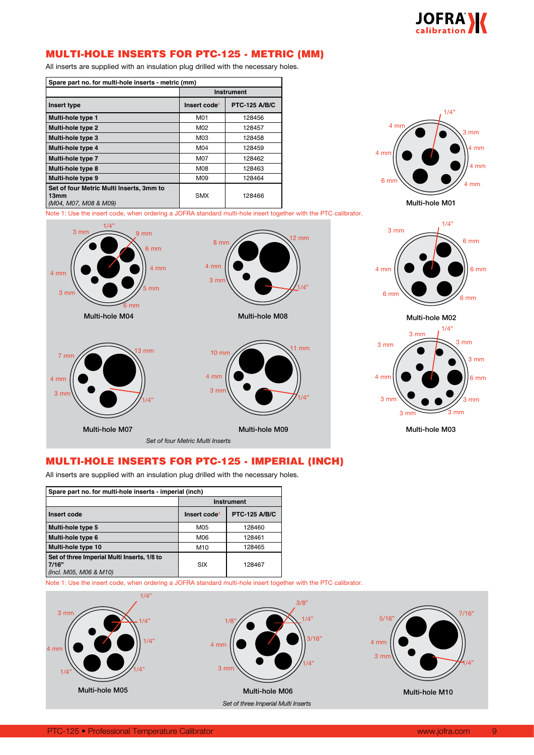## MULTI-HOLE INSERTS FOR PTC-125 - METRIC (MM)

All inserts are supplied with an insulation plug drilled with the necessary holes.

| Spare part no. for multi-hole inserts - metric (mm) | | |
|---|---|---|
| | Instrument | |
| **Insert type** | **Insert code**[1] | **PTC-125 A/B/C** |
| **Multi-hole type 1** | M01 | 128456 |
| **Multi-hole type 2** | M02 | 128457 |
| **Multi-hole type 3** | M03 | 128458 |
| **Multi-hole type 4** | M04 | 128459 |
| **Multi-hole type 7** | M07 | 128462 |
| **Multi-hole type 8** | M08 | 128463 |
| **Multi-hole type 9** | M09 | 128464 |
| **Set of four Metric Multi Inserts, 3mm to 13mm** *(M04, M07, M08 & M09)* | SMX | 128466 |

Note 1: Use the insert code, when ordering a JOFRA standard multi-hole insert together with the PTC calibrator.

Multi-hole M01: 1/4", 4 mm, 3 mm, 4 mm, 4 mm, 4 mm, 4 mm, 6 mm, 4 mm

Multi-hole M04: 1/4", 3 mm, 9 mm, 6 mm, 4 mm, 4 mm, 3 mm, 5 mm, 6 mm

Multi-hole M08: 8 mm, 12 mm, 4 mm, 3 mm, 1/4"

Multi-hole M02: 1/4", 3 mm, 6 mm, 4 mm, 6 mm, 6 mm, 6 mm

Multi-hole M07: 7 mm, 13 mm, 4 mm, 3 mm, 1/4"

Multi-hole M09: 10 mm, 11 mm, 4 mm, 3 mm, 1/4"

Multi-hole M03: 1/4", 3 mm, 3 mm, 3 mm, 3 mm, 4 mm, 6 mm, 3 mm, 3 mm, 3 mm, 3 mm

*Set of four Metric Multi Inserts*

## MULTI-HOLE INSERTS FOR PTC-125 - IMPERIAL (INCH)

All inserts are supplied with an insulation plug drilled with the necessary holes.

| Spare part no. for multi-hole inserts - imperial (inch) | | |
|---|---|---|
| | Instrument | |
| **Insert code** | **Insert code**[1] | **PTC-125 A/B/C** |
| **Multi-hole type 5** | M05 | 128460 |
| **Multi-hole type 6** | M06 | 128461 |
| **Multi-hole type 10** | M10 | 128465 |
| **Set of three Imperial Multi Inserts, 1/8 to 7/16"** *(Incl. M05, M06 & M10)* | SIX | 128467 |

Note 1: Use the insert code, when ordering a JOFRA standard multi-hole insert together with the PTC calibrator.

Multi-hole M05: 1/4", 3 mm, 1/4", 1/4", 4 mm, 1/4", 1/4"

Multi-hole M06: 3/8", 1/8", 1/4", 4 mm, 3/16", 3 mm, 1/4"

Multi-hole M10: 5/16", 7/16", 4 mm, 3 mm, 1/4"

*Set of three Imperial Multi Inserts*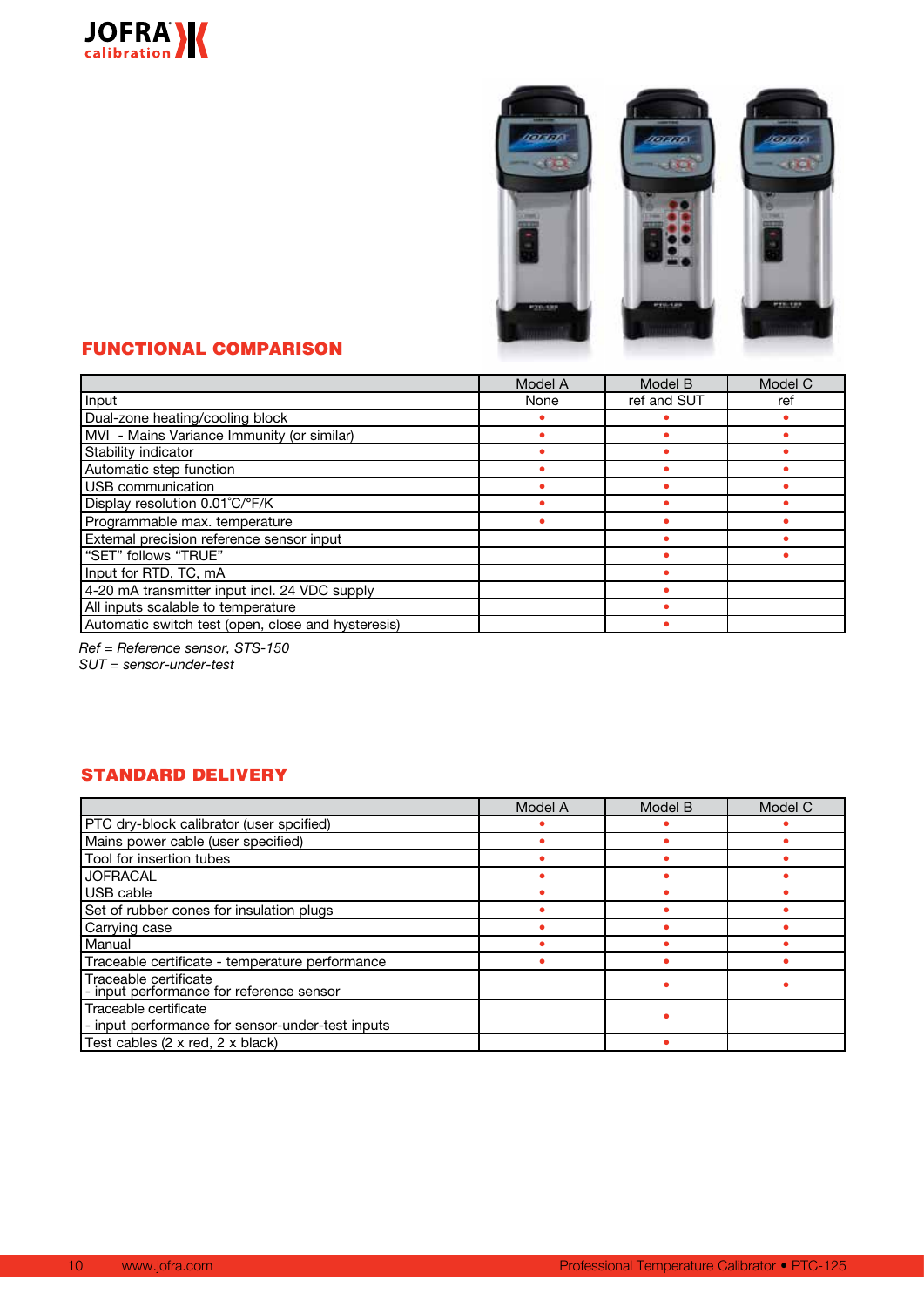## FUNCTIONAL COMPARISON

| | Model A | Model B | Model C |
|---|---|---|---|
| Input | None | ref and SUT | ref |
| Dual-zone heating/cooling block | • | • | • |
| MVI - Mains Variance Immunity (or similar) | • | • | • |
| Stability indicator | • | • | • |
| Automatic step function | • | • | • |
| USB communication | • | • | • |
| Display resolution 0.01˚C/°F/K | • | • | • |
| Programmable max. temperature | • | • | • |
| External precision reference sensor input | | • | • |
| "SET" follows "TRUE" | | • | • |
| Input for RTD, TC, mA | | • | |
| 4-20 mA transmitter input incl. 24 VDC supply | | • | |
| All inputs scalable to temperature | | • | |
| Automatic switch test (open, close and hysteresis) | | • | |

*Ref = Reference sensor, STS-150*
*SUT = sensor-under-test*

## STANDARD DELIVERY

| | Model A | Model B | Model C |
|---|---|---|---|
| PTC dry-block calibrator (user spcified) | • | • | • |
| Mains power cable (user specified) | • | • | • |
| Tool for insertion tubes | • | • | • |
| JOFRACAL | • | • | • |
| USB cable | • | • | • |
| Set of rubber cones for insulation plugs | • | • | • |
| Carrying case | • | • | • |
| Manual | • | • | • |
| Traceable certificate - temperature performance | • | • | • |
| Traceable certificate - input performance for reference sensor | | • | • |
| Traceable certificate - input performance for sensor-under-test inputs | | • | |
| Test cables (2 x red, 2 x black) | | • | |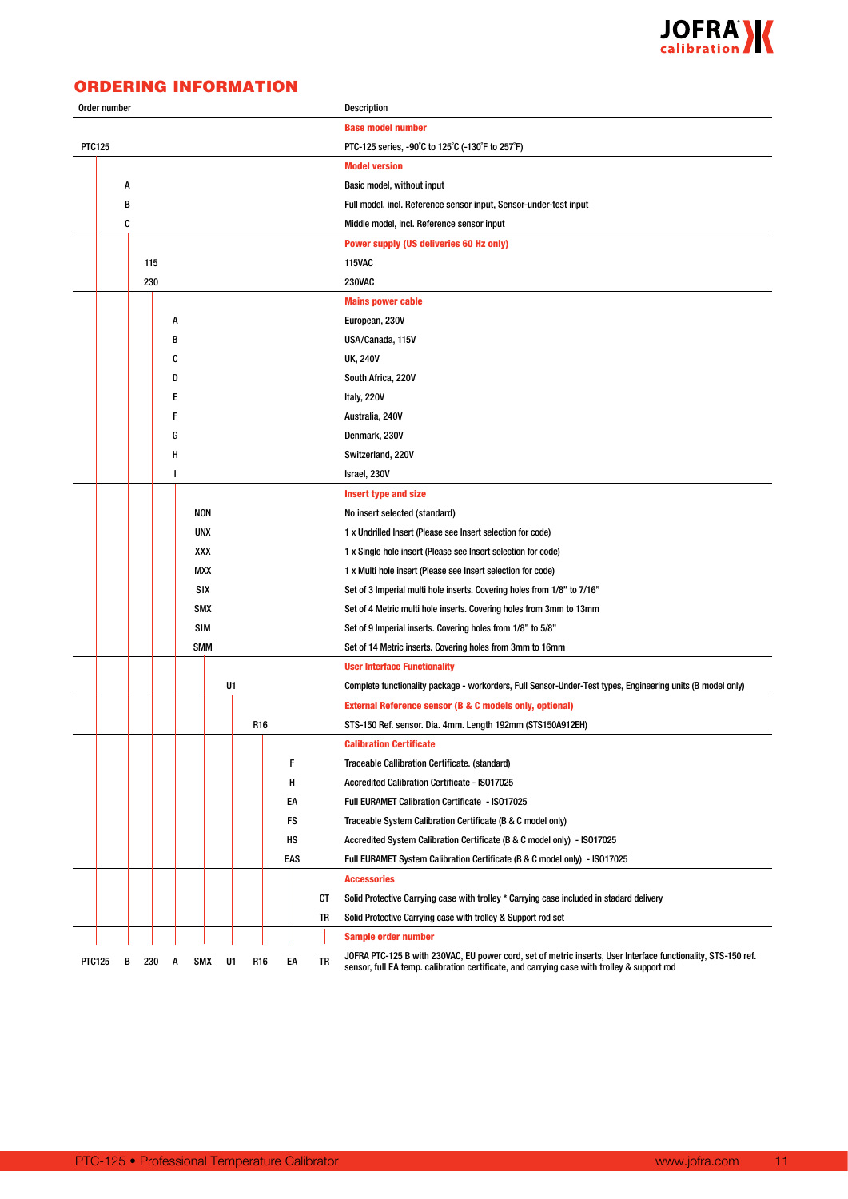## ORDERING INFORMATION

| Order number | Description |
|---|---|
| | **Base model number** |
| PTC125 | PTC-125 series, -90°C to 125°C (-130°F to 257°F) |
| | **Model version** |
| A | Basic model, without input |
| B | Full model, incl. Reference sensor input, Sensor-under-test input |
| C | Middle model, incl. Reference sensor input |
| | **Power supply (US deliveries 60 Hz only)** |
| 115 | 115VAC |
| 230 | 230VAC |
| | **Mains power cable** |
| A | European, 230V |
| B | USA/Canada, 115V |
| C | UK, 240V |
| D | South Africa, 220V |
| E | Italy, 220V |
| F | Australia, 240V |
| G | Denmark, 230V |
| H | Switzerland, 220V |
| I | Israel, 230V |
| | **Insert type and size** |
| NON | No insert selected (standard) |
| UNX | 1 x Undrilled Insert (Please see Insert selection for code) |
| XXX | 1 x Single hole insert (Please see Insert selection for code) |
| MXX | 1 x Multi hole insert (Please see Insert selection for code) |
| SIX | Set of 3 Imperial multi hole inserts. Covering holes from 1/8" to 7/16" |
| SMX | Set of 4 Metric multi hole inserts. Covering holes from 3mm to 13mm |
| SIM | Set of 9 Imperial inserts. Covering holes from 1/8" to 5/8" |
| SMM | Set of 14 Metric inserts. Covering holes from 3mm to 16mm |
| | **User Interface Functionality** |
| U1 | Complete functionality package - workorders, Full Sensor-Under-Test types, Engineering units (B model only) |
| | **External Reference sensor (B & C models only, optional)** |
| R16 | STS-150 Ref. sensor. Dia. 4mm. Length 192mm (STS150A912EH) |
| | **Calibration Certificate** |
| F | Traceable Calibration Certificate. (standard) |
| H | Accredited Calibration Certificate - ISO17025 |
| EA | Full EURAMET Calibration Certificate - ISO17025 |
| FS | Traceable System Calibration Certificate (B & C model only) |
| HS | Accredited System Calibration Certificate (B & C model only) - ISO17025 |
| EAS | Full EURAMET System Calibration Certificate (B & C model only) - ISO17025 |
| | **Accessories** |
| CT | Solid Protective Carrying case with trolley * Carrying case included in stadard delivery |
| TR | Solid Protective Carrying case with trolley & Support rod set |
| | **Sample order number** |
| PTC125 B 230 A SMX U1 R16 EA TR | JOFRA PTC-125 B with 230VAC, EU power cord, set of metric inserts, User Interface functionality, STS-150 ref. sensor, full EA temp. calibration certificate, and carrying case with trolley & support rod |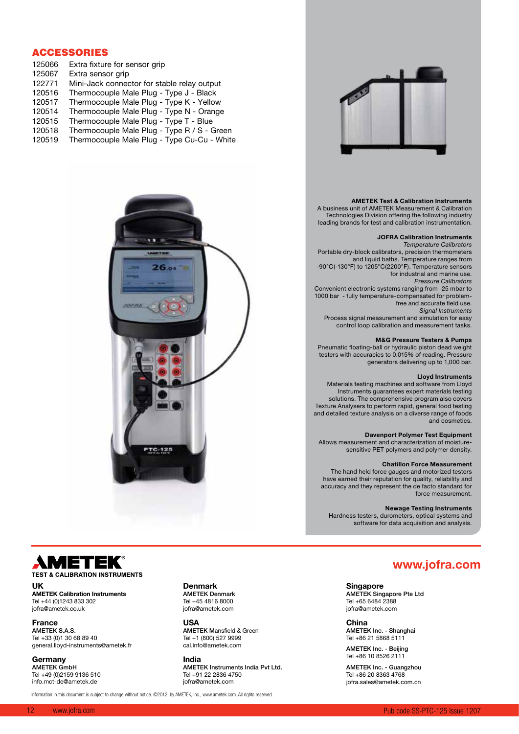## ACCESSORIES

| | |
|---|---|
| 125066 | Extra fixture for sensor grip |
| 125067 | Extra sensor grip |
| 122771 | Mini-Jack connector for stable relay output |
| 120516 | Thermocouple Male Plug - Type J - Black |
| 120517 | Thermocouple Male Plug - Type K - Yellow |
| 120514 | Thermocouple Male Plug - Type N - Orange |
| 120515 | Thermocouple Male Plug - Type T - Blue |
| 120518 | Thermocouple Male Plug - Type R / S - Green |
| 120519 | Thermocouple Male Plug - Type Cu-Cu - White |

**AMETEK Test & Calibration Instruments**
A business unit of AMETEK Measurement & Calibration Technologies Division offering the following industry leading brands for test and calibration instrumentation.

**JOFRA Calibration Instruments**

*Temperature Calibrators*
Portable dry-block calibrators, precision thermometers and liquid baths. Temperature ranges from -90°C(-130°F) to 1205°C(2200°F). Temperature sensors for industrial and marine use.

*Pressure Calibrators*
Convenient electronic systems ranging from -25 mbar to 1000 bar - fully temperature-compensated for problem-free and accurate field use.

*Signal Instruments*
Process signal measurement and simulation for easy control loop calibration and measurement tasks.

**M&G Pressure Testers & Pumps**
Pneumatic floating-ball or hydraulic piston dead weight testers with accuracies to 0.015% of reading. Pressure generators delivering up to 1,000 bar.

**Lloyd Instruments**
Materials testing machines and software from Lloyd Instruments guarantees expert materials testing solutions. The comprehensive program also covers Texture Analysers to perform rapid, general food testing and detailed texture analysis on a diverse range of foods and cosmetics.

**Davenport Polymer Test Equipment**
Allows measurement and characterization of moisture-sensitive PET polymers and polymer density.

**Chatillon Force Measurement**
The hand held force gauges and motorized testers have earned their reputation for quality, reliability and accuracy and they represent the de facto standard for force measurement.

**Newage Testing Instruments**
Hardness testers, durometers, optical systems and software for data acquisition and analysis.

**AMETEK®**
**TEST & CALIBRATION INSTRUMENTS**

**www.jofra.com**

**UK**
**AMETEK Calibration Instruments**
Tel +44 (0)1243 833 302
jofra@ametek.co.uk

**France**
**AMETEK S.A.S.**
Tel +33 (0)1 30 68 89 40
general.lloyd-instruments@ametek.fr

**Germany**
**AMETEK GmbH**
Tel +49 (0)2159 9136 510
info.mct-de@ametek.de

**Denmark**
**AMETEK Denmark**
Tel +45 4816 8000
jofra@ametek.com

**USA**
**AMETEK Mansfield & Green**
Tel +1 (800) 527 9999
cal.info@ametek.com

**India**
**AMETEK Instruments India Pvt Ltd.**
Tel +91 22 2836 4750
jofra@ametek.com

**Singapore**
**AMETEK Singapore Pte Ltd**
Tel +65 6484 2388
jofra@ametek.com

**China**
**AMETEK Inc. - Shanghai**
Tel +86 21 5868 5111

**AMETEK Inc. - Beijing**
Tel +86 10 8526 2111

**AMETEK Inc. - Guangzhou**
Tel +86 20 8363 4768
jofra.sales@ametek.com.cn

Information in this document is subject to change without notice. ©2012, by AMETEK, Inc., www.ametek.com. All rights reserved.

Pub code SS-PTC-125 Issue 1207